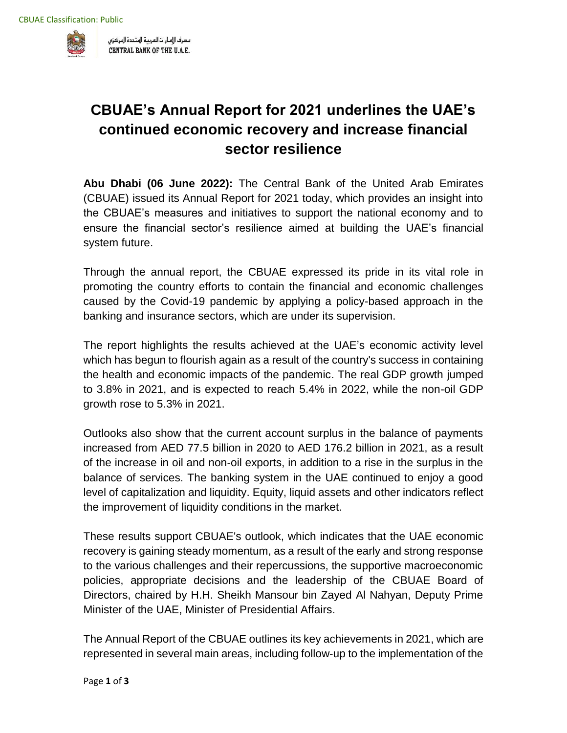# CBUAE's Annual Report for 2021 underlines the UAE's continued economic recovery and increase financial sector resilience

**Abu Dhabi (06 June 2022):** The Central Bank of the United Arab Emirates (CBUAE) issued its Annual Report for 2021 today, which provides an insight into the CBUAE's measures and initiatives to support the national economy and to ensure the financial sector's resilience aimed at building the UAE's financial system future.

Through the annual report, the CBUAE expressed its pride in its vital role in promoting the country efforts to contain the financial and economic challenges caused by the Covid-19 pandemic by applying a policy-based approach in the banking and insurance sectors, which are under its supervision.

The report highlights the results achieved at the UAE's economic activity level which has begun to flourish again as a result of the country's success in containing the health and economic impacts of the pandemic. The real GDP growth jumped to 3.8% in 2021, and is expected to reach 5.4% in 2022, while the non-oil GDP growth rose to 5.3% in 2021.

Outlooks also show that the current account surplus in the balance of payments increased from AED 77.5 billion in 2020 to AED 176.2 billion in 2021, as a result of the increase in oil and non-oil exports, in addition to a rise in the surplus in the balance of services. The banking system in the UAE continued to enjoy a good level of capitalization and liquidity. Equity, liquid assets and other indicators reflect the improvement of liquidity conditions in the market.

These results support CBUAE's outlook, which indicates that the UAE economic recovery is gaining steady momentum, as a result of the early and strong response to the various challenges and their repercussions, the supportive macroeconomic policies, appropriate decisions and the leadership of the CBUAE Board of Directors, chaired by H.H. Sheikh Mansour bin Zayed Al Nahyan, Deputy Prime Minister of the UAE, Minister of Presidential Affairs.

The Annual Report of the CBUAE outlines its key achievements in 2021, which are represented in several main areas, including follow-up to the implementation of the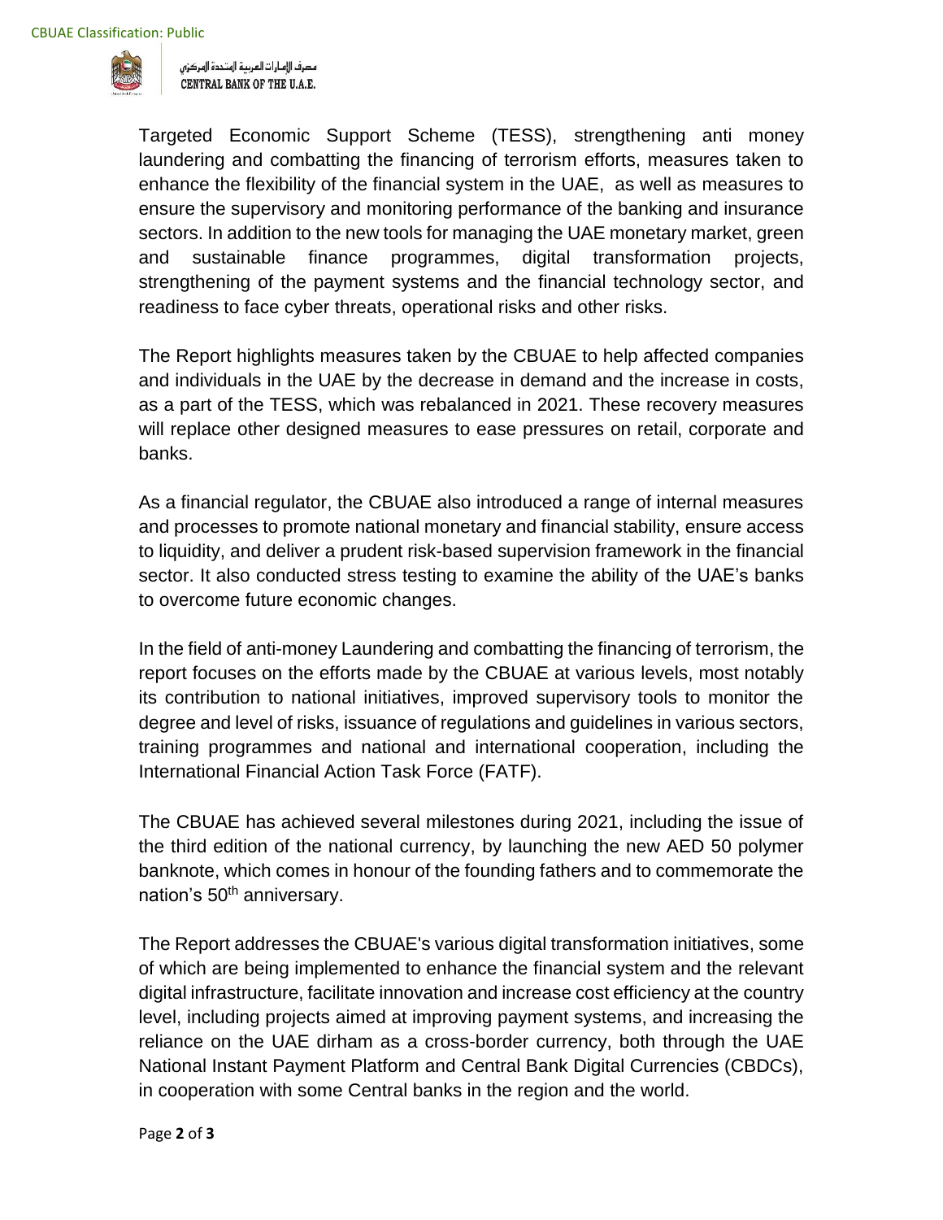Targeted Economic Support Scheme (TESS), strengthening anti money laundering and combatting the financing of terrorism efforts, measures taken to enhance the flexibility of the financial system in the UAE, as well as measures to ensure the supervisory and monitoring performance of the banking and insurance sectors. In addition to the new tools for managing the UAE monetary market, green and sustainable finance programmes, digital transformation projects, strengthening of the payment systems and the financial technology sector, and readiness to face cyber threats, operational risks and other risks.

The Report highlights measures taken by the CBUAE to help affected companies and individuals in the UAE by the decrease in demand and the increase in costs, as a part of the TESS, which was rebalanced in 2021. These recovery measures will replace other designed measures to ease pressures on retail, corporate and banks.

As a financial regulator, the CBUAE also introduced a range of internal measures and processes to promote national monetary and financial stability, ensure access to liquidity, and deliver a prudent risk-based supervision framework in the financial sector. It also conducted stress testing to examine the ability of the UAE's banks to overcome future economic changes.

In the field of anti-money Laundering and combatting the financing of terrorism, the report focuses on the efforts made by the CBUAE at various levels, most notably its contribution to national initiatives, improved supervisory tools to monitor the degree and level of risks, issuance of regulations and guidelines in various sectors, training programmes and national and international cooperation, including the International Financial Action Task Force (FATF).

The CBUAE has achieved several milestones during 2021, including the issue of the third edition of the national currency, by launching the new AED 50 polymer banknote, which comes in honour of the founding fathers and to commemorate the nation's 50th anniversary.

The Report addresses the CBUAE's various digital transformation initiatives, some of which are being implemented to enhance the financial system and the relevant digital infrastructure, facilitate innovation and increase cost efficiency at the country level, including projects aimed at improving payment systems, and increasing the reliance on the UAE dirham as a cross-border currency, both through the UAE National Instant Payment Platform and Central Bank Digital Currencies (CBDCs), in cooperation with some Central banks in the region and the world.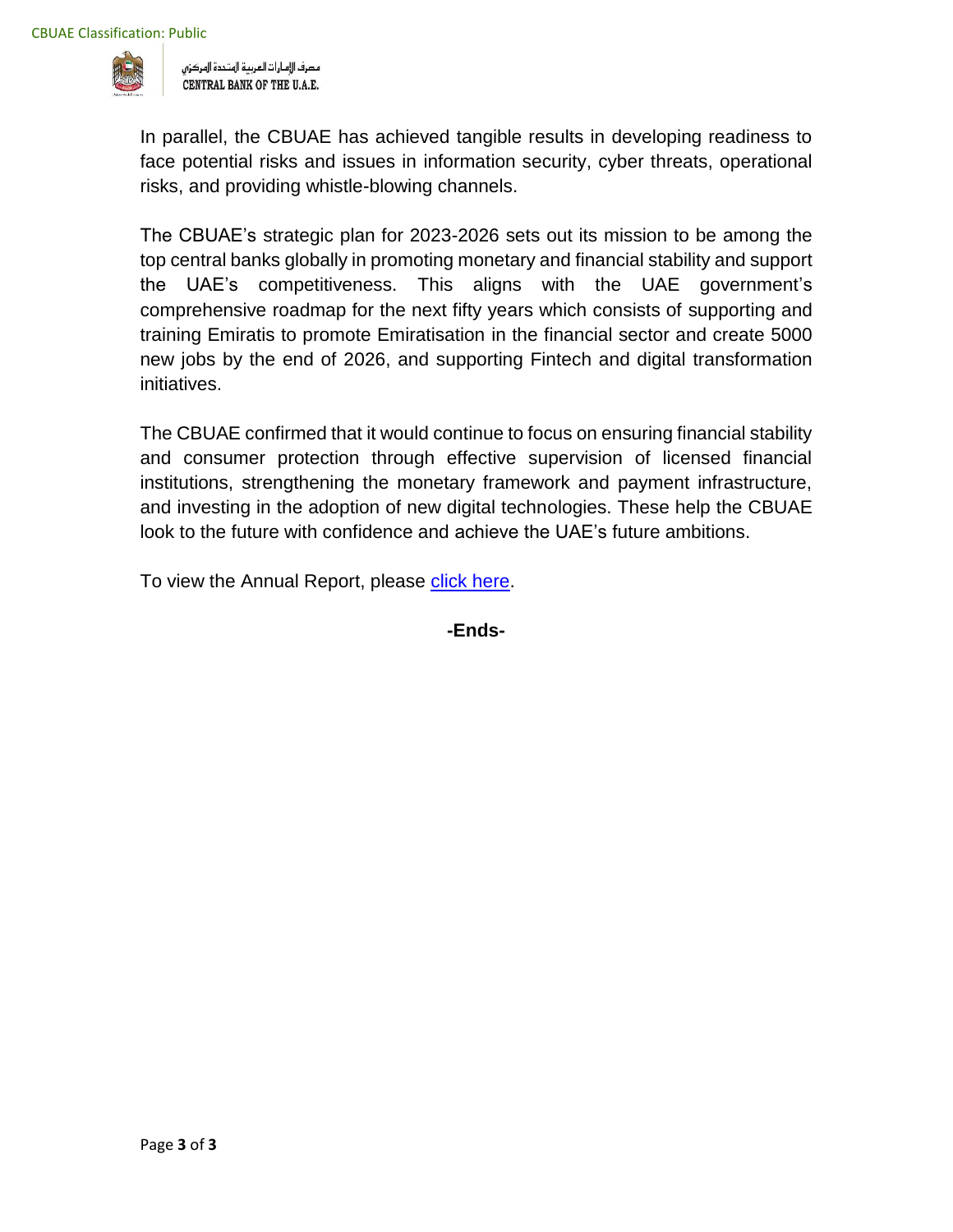In parallel, the CBUAE has achieved tangible results in developing readiness to face potential risks and issues in information security, cyber threats, operational risks, and providing whistle-blowing channels.

The CBUAE's strategic plan for 2023-2026 sets out its mission to be among the top central banks globally in promoting monetary and financial stability and support the UAE's competitiveness. This aligns with the UAE government's comprehensive roadmap for the next fifty years which consists of supporting and training Emiratis to promote Emiratisation in the financial sector and create 5000 new jobs by the end of 2026, and supporting Fintech and digital transformation initiatives.

The CBUAE confirmed that it would continue to focus on ensuring financial stability and consumer protection through effective supervision of licensed financial institutions, strengthening the monetary framework and payment infrastructure, and investing in the adoption of new digital technologies. These help the CBUAE look to the future with confidence and achieve the UAE's future ambitions.

To view the Annual Report, please click here.

**-Ends-**